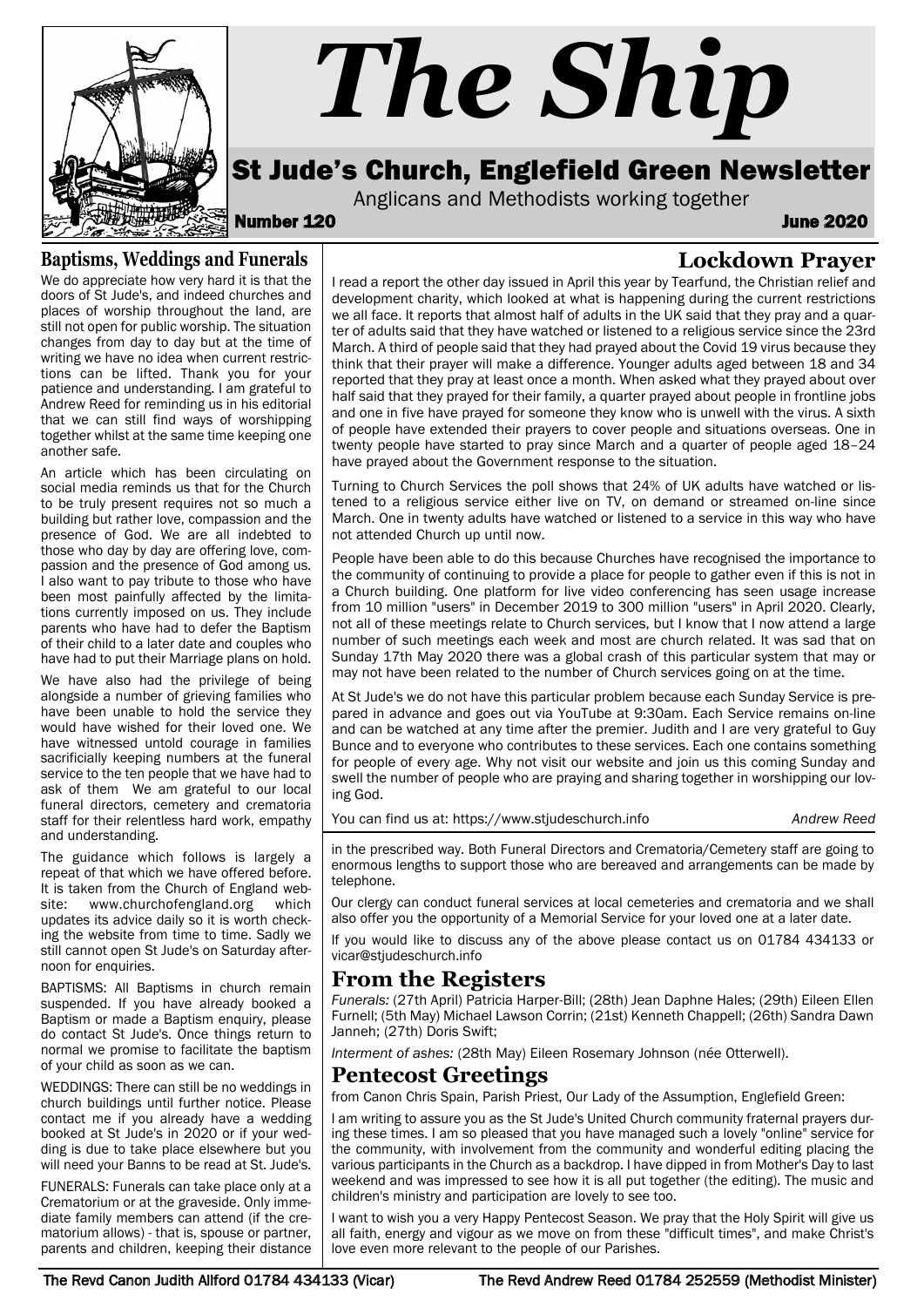# The Ship

## St Jude's Church, Englefield Green Newsletter

Anglicans and Methodists working together

**Number 120** **June 2020**

## Baptisms, Weddings and Funerals

We do appreciate how very hard it is that the doors of St Jude's, and indeed churches and places of worship throughout the land, are still not open for public worship. The situation changes from day to day but at the time of writing we have no idea when current restrictions can be lifted. Thank you for your patience and understanding. I am grateful to Andrew Reed for reminding us in his editorial that we can still find ways of worshipping together whilst at the same time keeping one another safe.

An article which has been circulating on social media reminds us that for the Church to be truly present requires not so much a building but rather love, compassion and the presence of God. We are all indebted to those who day by day are offering love, compassion and the presence of God among us. I also want to pay tribute to those who have been most painfully affected by the limitations currently imposed on us. They include parents who have had to defer the Baptism of their child to a later date and couples who have had to put their Marriage plans on hold.

We have also had the privilege of being alongside a number of grieving families who have been unable to hold the service they would have wished for their loved one. We have witnessed untold courage in families sacrificially keeping numbers at the funeral service to the ten people that we have had to ask of them We am grateful to our local funeral directors, cemetery and crematoria staff for their relentless hard work, empathy and understanding.

The guidance which follows is largely a repeat of that which we have offered before. It is taken from the Church of England website: www.churchofengland.org which updates its advice daily so it is worth checking the website from time to time. Sadly we still cannot open St Jude's on Saturday afternoon for enquiries.

BAPTISMS: All Baptisms in church remain suspended. If you have already booked a Baptism or made a Baptism enquiry, please do contact St Jude's. Once things return to normal we promise to facilitate the baptism of your child as soon as we can.

WEDDINGS: There can still be no weddings in church buildings until further notice. Please contact me if you already have a wedding booked at St Jude's in 2020 or if your wedding is due to take place elsewhere but you will need your Banns to be read at St. Jude's.

FUNERALS: Funerals can take place only at a Crematorium or at the graveside. Only immediate family members can attend (if the crematorium allows) - that is, spouse or partner, parents and children, keeping their distance in the prescribed way. Both Funeral Directors and Crematoria/Cemetery staff are going to enormous lengths to support those who are bereaved and arrangements can be made by telephone.

Our clergy can conduct funeral services at local cemeteries and crematoria and we shall also offer you the opportunity of a Memorial Service for your loved one at a later date.

If you would like to discuss any of the above please contact us on 01784 434133 or vicar@stjudeschurch.info

## Lockdown Prayer

I read a report the other day issued in April this year by Tearfund, the Christian relief and development charity, which looked at what is happening during the current restrictions we all face. It reports that almost half of adults in the UK said that they pray and a quarter of adults said that they have watched or listened to a religious service since the 23rd March. A third of people said that they had prayed about the Covid 19 virus because they think that their prayer will make a difference. Younger adults aged between 18 and 34 reported that they pray at least once a month. When asked what they prayed about over half said that they prayed for their family, a quarter prayed about people in frontline jobs and one in five have prayed for someone they know who is unwell with the virus. A sixth of people have extended their prayers to cover people and situations overseas. One in twenty people have started to pray since March and a quarter of people aged 18–24 have prayed about the Government response to the situation.

Turning to Church Services the poll shows that 24% of UK adults have watched or listened to a religious service either live on TV, on demand or streamed on-line since March. One in twenty adults have watched or listened to a service in this way who have not attended Church up until now.

People have been able to do this because Churches have recognised the importance to the community of continuing to provide a place for people to gather even if this is not in a Church building. One platform for live video conferencing has seen usage increase from 10 million "users" in December 2019 to 300 million "users" in April 2020. Clearly, not all of these meetings relate to Church services, but I know that I now attend a large number of such meetings each week and most are church related. It was sad that on Sunday 17th May 2020 there was a global crash of this particular system that may or may not have been related to the number of Church services going on at the time.

At St Jude's we do not have this particular problem because each Sunday Service is prepared in advance and goes out via YouTube at 9:30am. Each Service remains on-line and can be watched at any time after the premier. Judith and I are very grateful to Guy Bunce and to everyone who contributes to these services. Each one contains something for people of every age. Why not visit our website and join us this coming Sunday and swell the number of people who are praying and sharing together in worshipping our loving God.

You can find us at: https://www.stjudeschurch.info

*Andrew Reed*

## From the Registers

*Funerals:* (27th April) Patricia Harper-Bill; (28th) Jean Daphne Hales; (29th) Eileen Ellen Furnell; (5th May) Michael Lawson Corrin; (21st) Kenneth Chappell; (26th) Sandra Dawn Janneh; (27th) Doris Swift;

*Interment of ashes:* (28th May) Eileen Rosemary Johnson (née Otterwell).

## Pentecost Greetings

from Canon Chris Spain, Parish Priest, Our Lady of the Assumption, Englefield Green:

I am writing to assure you as the St Jude's United Church community fraternal prayers during these times. I am so pleased that you have managed such a lovely "online" service for the community, with involvement from the community and wonderful editing placing the various participants in the Church as a backdrop. I have dipped in from Mother's Day to last weekend and was impressed to see how it is all put together (the editing). The music and children's ministry and participation are lovely to see too.

I want to wish you a very Happy Pentecost Season. We pray that the Holy Spirit will give us all faith, energy and vigour as we move on from these "difficult times", and make Christ's love even more relevant to the people of our Parishes.

The Revd Canon Judith Allford 01784 434133 (Vicar) The Revd Andrew Reed 01784 252559 (Methodist Minister)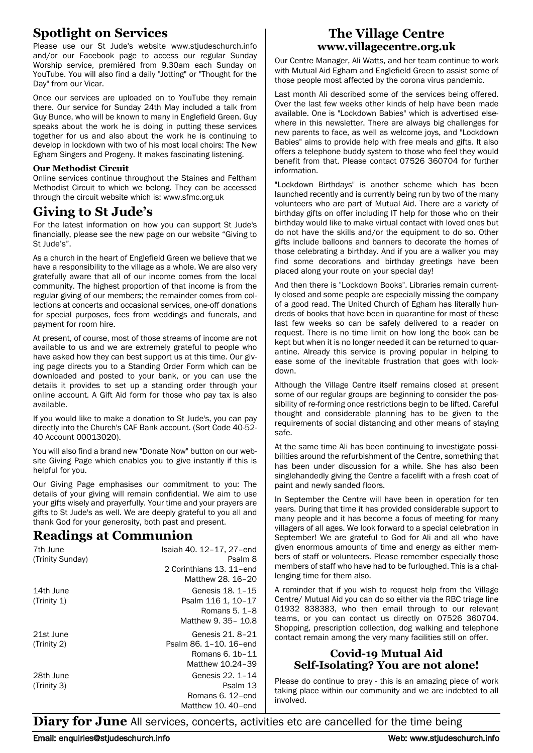## Spotlight on Services

Please use our St Jude's website www.stjudeschurch.info and/or our Facebook page to access our regular Sunday Worship service, premièred from 9.30am each Sunday on YouTube. You will also find a daily "Jotting" or "Thought for the Day" from our Vicar.

Once our services are uploaded on to YouTube they remain there. Our service for Sunday 24th May included a talk from Guy Bunce, who will be known to many in Englefield Green. Guy speaks about the work he is doing in putting these services together for us and also about the work he is continuing to develop in lockdown with two of his most local choirs: The New Egham Singers and Progeny. It makes fascinating listening.

### Our Methodist Circuit

Online services continue throughout the Staines and Feltham Methodist Circuit to which we belong. They can be accessed through the circuit website which is: www.sfmc.org.uk

## Giving to St Jude's

For the latest information on how you can support St Jude's financially, please see the new page on our website "Giving to St Jude's".

As a church in the heart of Englefield Green we believe that we have a responsibility to the village as a whole. We are also very gratefully aware that all of our income comes from the local community. The highest proportion of that income is from the regular giving of our members; the remainder comes from collections at concerts and occasional services, one-off donations for special purposes, fees from weddings and funerals, and payment for room hire.

At present, of course, most of those streams of income are not available to us and we are extremely grateful to people who have asked how they can best support us at this time. Our giving page directs you to a Standing Order Form which can be downloaded and posted to your bank, or you can use the details it provides to set up a standing order through your online account. A Gift Aid form for those who pay tax is also available.

If you would like to make a donation to St Jude's, you can pay directly into the Church's CAF Bank account. (Sort Code 40-52-40 Account 00013020).

You will also find a brand new "Donate Now" button on our website Giving Page which enables you to give instantly if this is helpful for you.

Our Giving Page emphasises our commitment to you: The details of your giving will remain confidential. We aim to use your gifts wisely and prayerfully. Your time and your prayers are gifts to St Jude's as well. We are deeply grateful to you all and thank God for your generosity, both past and present.

## Readings at Communion

| | |
|---|---|
| 7th June (Trinity Sunday) | Isaiah 40. 12–17, 27–end<br>Psalm 8<br>2 Corinthians 13. 11–end<br>Matthew 28. 16–20 |
| 14th June (Trinity 1) | Genesis 18. 1–15<br>Psalm 116 1, 10–17<br>Romans 5. 1–8<br>Matthew 9. 35– 10.8 |
| 21st June (Trinity 2) | Genesis 21. 8–21<br>Psalm 86. 1–10. 16–end<br>Romans 6. 1b–11<br>Matthew 10.24–39 |
| 28th June (Trinity 3) | Genesis 22. 1–14<br>Psalm 13<br>Romans 6. 12–end<br>Matthew 10. 40–end |

## The Village Centre
### www.villagecentre.org.uk

Our Centre Manager, Ali Watts, and her team continue to work with Mutual Aid Egham and Englefield Green to assist some of those people most affected by the corona virus pandemic.

Last month Ali described some of the services being offered. Over the last few weeks other kinds of help have been made available. One is "Lockdown Babies" which is advertised elsewhere in this newsletter. There are always big challenges for new parents to face, as well as welcome joys, and "Lockdown Babies" aims to provide help with free meals and gifts. It also offers a telephone buddy system to those who feel they would benefit from that. Please contact 07526 360704 for further information.

"Lockdown Birthdays" is another scheme which has been launched recently and is currently being run by two of the many volunteers who are part of Mutual Aid. There are a variety of birthday gifts on offer including IT help for those who on their birthday would like to make virtual contact with loved ones but do not have the skills and/or the equipment to do so. Other gifts include balloons and banners to decorate the homes of those celebrating a birthday. And if you are a walker you may find some decorations and birthday greetings have been placed along your route on your special day!

And then there is "Lockdown Books". Libraries remain currently closed and some people are especially missing the company of a good read. The United Church of Egham has literally hundreds of books that have been in quarantine for most of these last few weeks so can be safely delivered to a reader on request. There is no time limit on how long the book can be kept but when it is no longer needed it can be returned to quarantine. Already this service is proving popular in helping to ease some of the inevitable frustration that goes with lockdown.

Although the Village Centre itself remains closed at present some of our regular groups are beginning to consider the possibility of re-forming once restrictions begin to be lifted. Careful thought and considerable planning has to be given to the requirements of social distancing and other means of staying safe.

At the same time Ali has been continuing to investigate possibilities around the refurbishment of the Centre, something that has been under discussion for a while. She has also been singlehandedly giving the Centre a facelift with a fresh coat of paint and newly sanded floors.

In September the Centre will have been in operation for ten years. During that time it has provided considerable support to many people and it has become a focus of meeting for many villagers of all ages. We look forward to a special celebration in September! We are grateful to God for Ali and all who have given enormous amounts of time and energy as either members of staff or volunteers. Please remember especially those members of staff who have had to be furloughed. This is a challenging time for them also.

A reminder that if you wish to request help from the Village Centre/ Mutual Aid you can do so either via the RBC triage line 01932 838383, who then email through to our relevant teams, or you can contact us directly on 07526 360704. Shopping, prescription collection, dog walking and telephone contact remain among the very many facilities still on offer.

### Covid-19 Mutual Aid
### Self-Isolating? You are not alone!

Please do continue to pray - this is an amazing piece of work taking place within our community and we are indebted to all involved.

## Diary for June

All services, concerts, activities etc are cancelled for the time being

Email: enquiries@stjudeschurch.info Web: www.stjudeschurch.info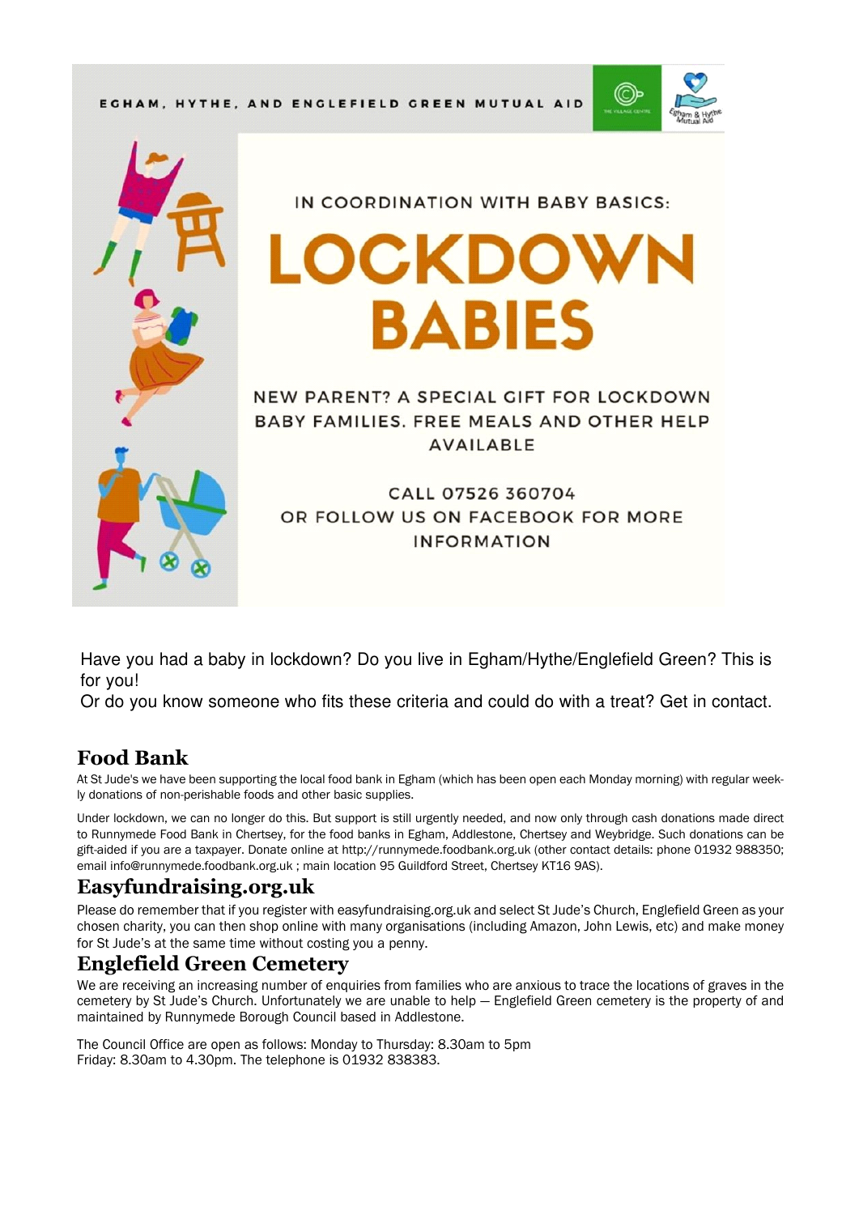EGHAM, HYTHE, AND ENGLEFIELD GREEN MUTUAL AID

IN COORDINATION WITH BABY BASICS:

# LOCKDOWN BABIES

NEW PARENT? A SPECIAL GIFT FOR LOCKDOWN BABY FAMILIES. FREE MEALS AND OTHER HELP AVAILABLE

CALL 07526 360704
OR FOLLOW US ON FACEBOOK FOR MORE INFORMATION

Have you had a baby in lockdown? Do you live in Egham/Hythe/Englefield Green? This is for you!
Or do you know someone who fits these criteria and could do with a treat? Get in contact.

## Food Bank

At St Jude's we have been supporting the local food bank in Egham (which has been open each Monday morning) with regular weekly donations of non-perishable foods and other basic supplies.

Under lockdown, we can no longer do this. But support is still urgently needed, and now only through cash donations made direct to Runnymede Food Bank in Chertsey, for the food banks in Egham, Addlestone, Chertsey and Weybridge. Such donations can be gift-aided if you are a taxpayer. Donate online at http://runnymede.foodbank.org.uk (other contact details: phone 01932 988350; email info@runnymede.foodbank.org.uk ; main location 95 Guildford Street, Chertsey KT16 9AS).

## Easyfundraising.org.uk

Please do remember that if you register with easyfundraising.org.uk and select St Jude's Church, Englefield Green as your chosen charity, you can then shop online with many organisations (including Amazon, John Lewis, etc) and make money for St Jude's at the same time without costing you a penny.

## Englefield Green Cemetery

We are receiving an increasing number of enquiries from families who are anxious to trace the locations of graves in the cemetery by St Jude's Church. Unfortunately we are unable to help — Englefield Green cemetery is the property of and maintained by Runnymede Borough Council based in Addlestone.

The Council Office are open as follows: Monday to Thursday: 8.30am to 5pm
Friday: 8.30am to 4.30pm. The telephone is 01932 838383.